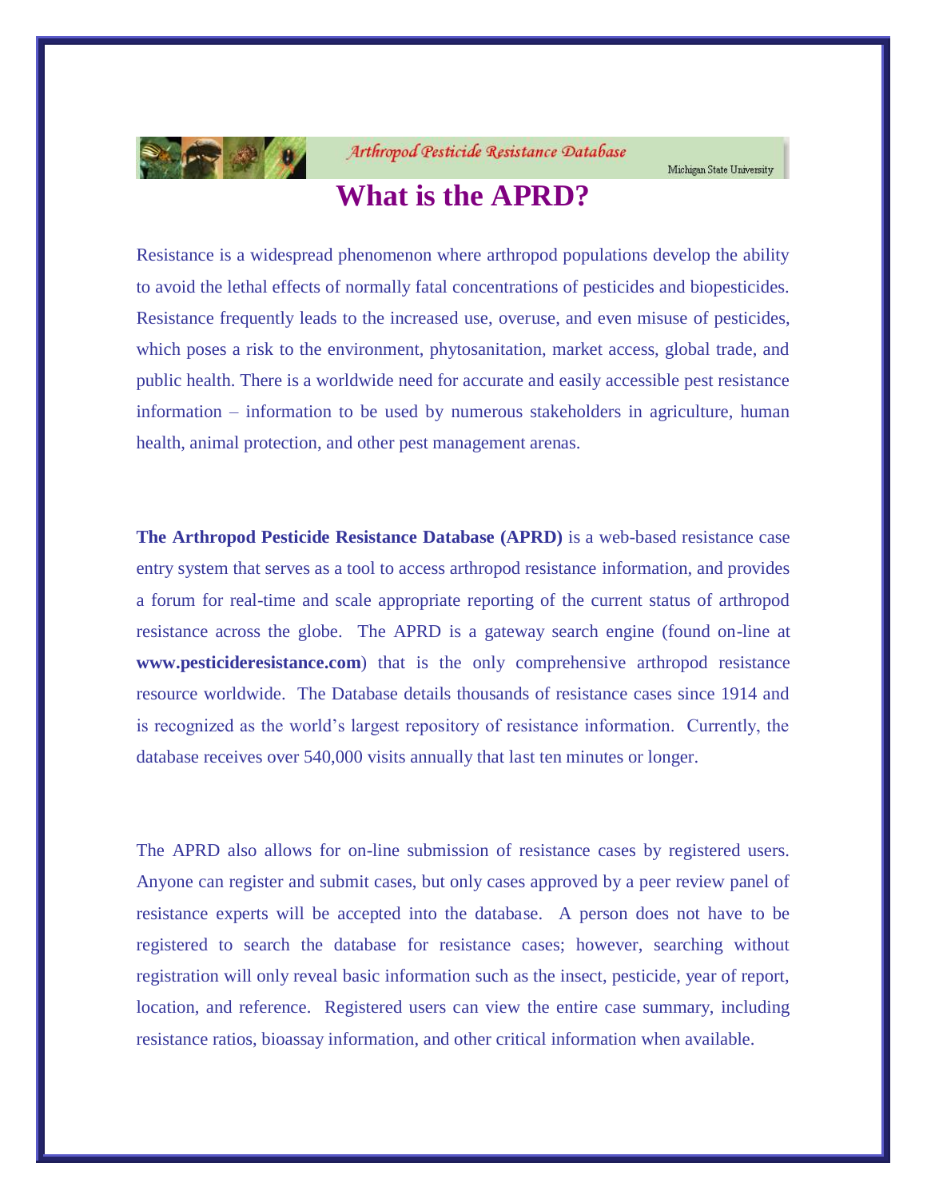Arthropod Pesticide Resistance Database

Michigan State University

# What is the APRD?

Resistance is a widespread phenomenon where arthropod populations develop the ability to avoid the lethal effects of normally fatal concentrations of pesticides and biopesticides. Resistance frequently leads to the increased use, overuse, and even misuse of pesticides, which poses a risk to the environment, phytosanitation, market access, global trade, and public health. There is a worldwide need for accurate and easily accessible pest resistance information – information to be used by numerous stakeholders in agriculture, human health, animal protection, and other pest management arenas.

**The Arthropod Pesticide Resistance Database (APRD)** is a web-based resistance case entry system that serves as a tool to access arthropod resistance information, and provides a forum for real-time and scale appropriate reporting of the current status of arthropod resistance across the globe. The APRD is a gateway search engine (found on-line at **www.pesticideresistance.com**) that is the only comprehensive arthropod resistance resource worldwide. The Database details thousands of resistance cases since 1914 and is recognized as the world's largest repository of resistance information. Currently, the database receives over 540,000 visits annually that last ten minutes or longer.

The APRD also allows for on-line submission of resistance cases by registered users. Anyone can register and submit cases, but only cases approved by a peer review panel of resistance experts will be accepted into the database. A person does not have to be registered to search the database for resistance cases; however, searching without registration will only reveal basic information such as the insect, pesticide, year of report, location, and reference. Registered users can view the entire case summary, including resistance ratios, bioassay information, and other critical information when available.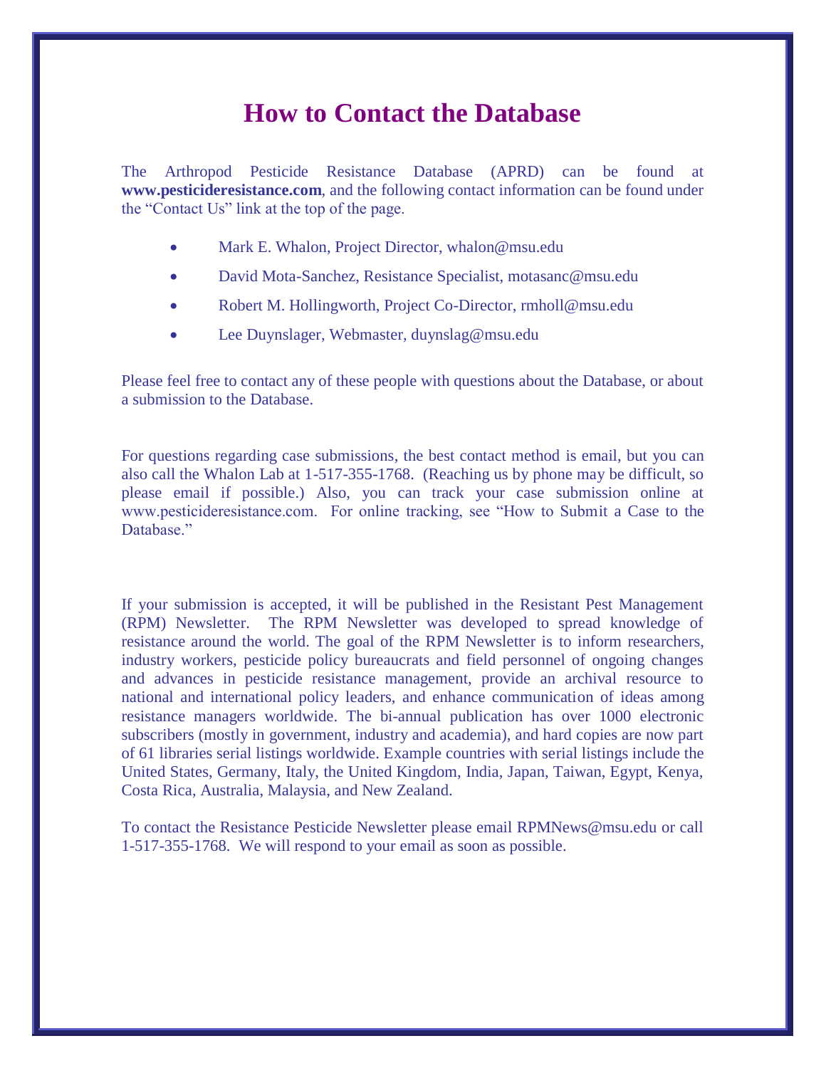# How to Contact the Database

The Arthropod Pesticide Resistance Database (APRD) can be found at **www.pesticideresistance.com**, and the following contact information can be found under the "Contact Us" link at the top of the page.

- Mark E. Whalon, Project Director, whalon@msu.edu
- David Mota-Sanchez, Resistance Specialist, motasanc@msu.edu
- Robert M. Hollingworth, Project Co-Director, rmholl@msu.edu
- Lee Duynslager, Webmaster, duynslag@msu.edu

Please feel free to contact any of these people with questions about the Database, or about a submission to the Database.

For questions regarding case submissions, the best contact method is email, but you can also call the Whalon Lab at 1-517-355-1768. (Reaching us by phone may be difficult, so please email if possible.) Also, you can track your case submission online at www.pesticideresistance.com. For online tracking, see "How to Submit a Case to the Database."

If your submission is accepted, it will be published in the Resistant Pest Management (RPM) Newsletter. The RPM Newsletter was developed to spread knowledge of resistance around the world. The goal of the RPM Newsletter is to inform researchers, industry workers, pesticide policy bureaucrats and field personnel of ongoing changes and advances in pesticide resistance management, provide an archival resource to national and international policy leaders, and enhance communication of ideas among resistance managers worldwide. The bi-annual publication has over 1000 electronic subscribers (mostly in government, industry and academia), and hard copies are now part of 61 libraries serial listings worldwide. Example countries with serial listings include the United States, Germany, Italy, the United Kingdom, India, Japan, Taiwan, Egypt, Kenya, Costa Rica, Australia, Malaysia, and New Zealand.

To contact the Resistance Pesticide Newsletter please email RPMNews@msu.edu or call 1-517-355-1768. We will respond to your email as soon as possible.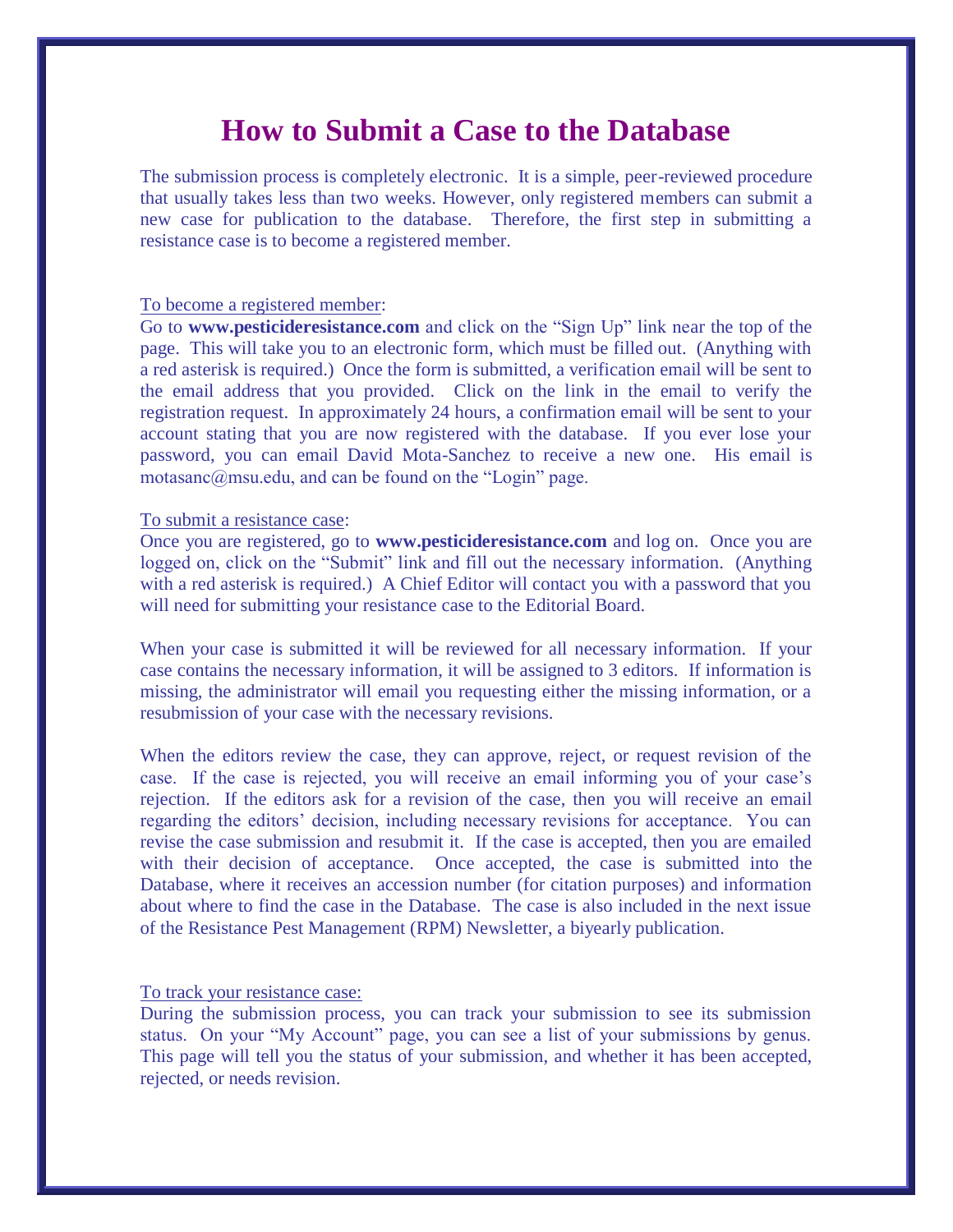# How to Submit a Case to the Database

The submission process is completely electronic. It is a simple, peer-reviewed procedure that usually takes less than two weeks. However, only registered members can submit a new case for publication to the database. Therefore, the first step in submitting a resistance case is to become a registered member.

To become a registered member:

Go to **www.pesticideresistance.com** and click on the "Sign Up" link near the top of the page. This will take you to an electronic form, which must be filled out. (Anything with a red asterisk is required.) Once the form is submitted, a verification email will be sent to the email address that you provided. Click on the link in the email to verify the registration request. In approximately 24 hours, a confirmation email will be sent to your account stating that you are now registered with the database. If you ever lose your password, you can email David Mota-Sanchez to receive a new one. His email is motasanc@msu.edu, and can be found on the "Login" page.

To submit a resistance case:

Once you are registered, go to **www.pesticideresistance.com** and log on. Once you are logged on, click on the "Submit" link and fill out the necessary information. (Anything with a red asterisk is required.) A Chief Editor will contact you with a password that you will need for submitting your resistance case to the Editorial Board.

When your case is submitted it will be reviewed for all necessary information. If your case contains the necessary information, it will be assigned to 3 editors. If information is missing, the administrator will email you requesting either the missing information, or a resubmission of your case with the necessary revisions.

When the editors review the case, they can approve, reject, or request revision of the case. If the case is rejected, you will receive an email informing you of your case's rejection. If the editors ask for a revision of the case, then you will receive an email regarding the editors' decision, including necessary revisions for acceptance. You can revise the case submission and resubmit it. If the case is accepted, then you are emailed with their decision of acceptance. Once accepted, the case is submitted into the Database, where it receives an accession number (for citation purposes) and information about where to find the case in the Database. The case is also included in the next issue of the Resistance Pest Management (RPM) Newsletter, a biyearly publication.

To track your resistance case:

During the submission process, you can track your submission to see its submission status. On your "My Account" page, you can see a list of your submissions by genus. This page will tell you the status of your submission, and whether it has been accepted, rejected, or needs revision.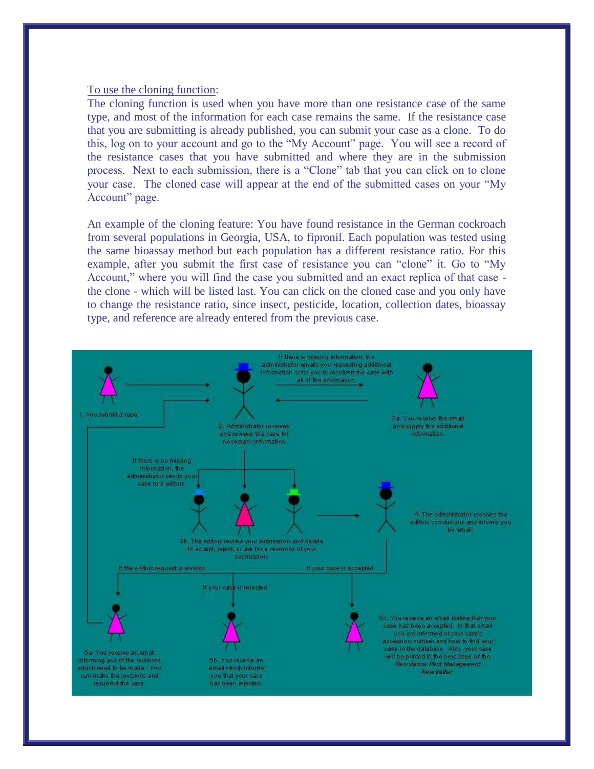To use the cloning function:

The cloning function is used when you have more than one resistance case of the same type, and most of the information for each case remains the same. If the resistance case that you are submitting is already published, you can submit your case as a clone. To do this, log on to your account and go to the "My Account" page. You will see a record of the resistance cases that you have submitted and where they are in the submission process. Next to each submission, there is a "Clone" tab that you can click on to clone your case. The cloned case will appear at the end of the submitted cases on your "My Account" page.

An example of the cloning feature: You have found resistance in the German cockroach from several populations in Georgia, USA, to fipronil. Each population was tested using the same bioassay method but each population has a different resistance ratio. For this example, after you submit the first case of resistance you can "clone" it. Go to "My Account," where you will find the case you submitted and an exact replica of that case - the clone - which will be listed last. You can click on the cloned case and you only have to change the resistance ratio, since insect, pesticide, location, collection dates, bioassay type, and reference are already entered from the previous case.

1. You submit a case

2. Administrator receives and reviews the case for necessary information.

If there is missing information, the administrator emails you requesting additional information or for you to resubmit the case with all of the information.

3a. You receive the email and supply the additional information.

If there is no missing information, the administrator sends your case to 3 editors.

3b. The editors review your submission and decide to accept, reject, or ask for a revisions of your submission.

4. The administrator receives the editors conclusions and informs you by email.

If the editors request a revision

If your case is rejected

If your case is accepted

5a. You receive an email informing you of the revisions which need to be made. You can make the revisions and resubmit the case.

5b. You receive an email which informs you that your case has been rejected.

5c. You receive an email stating that your case has been accepted. In that email you are informed of your case's accession number and how to find your case in the database. Also, your case will be printed in the next issue of the *Resistance Pest Management Newsletter*.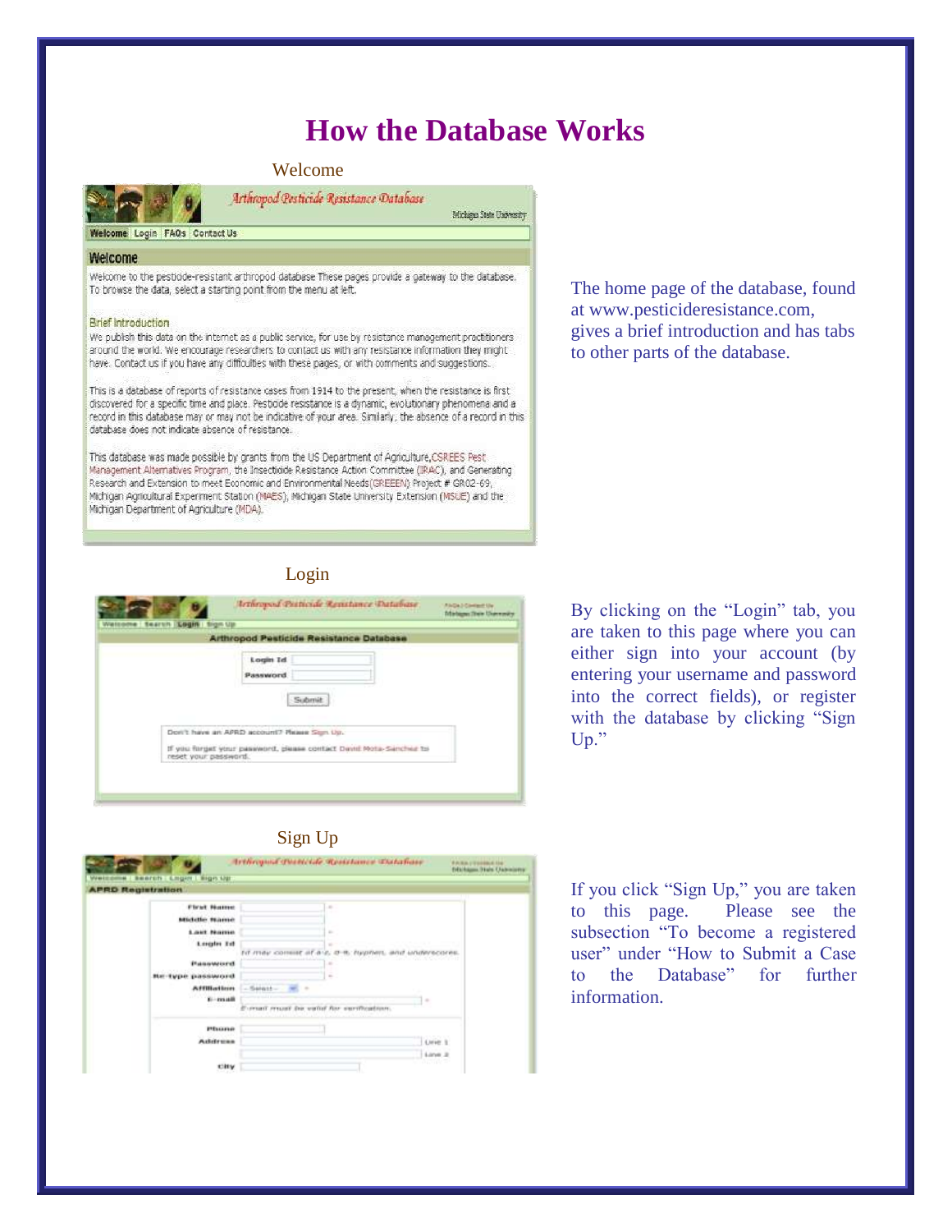# How the Database Works

### Welcome

The home page of the database, found at www.pesticideresistance.com, gives a brief introduction and has tabs to other parts of the database.

### Login

By clicking on the "Login" tab, you are taken to this page where you can either sign into your account (by entering your username and password into the correct fields), or register with the database by clicking "Sign Up."

### Sign Up

If you click "Sign Up," you are taken to this page. Please see the subsection "To become a registered user" under "How to Submit a Case to the Database" for further information.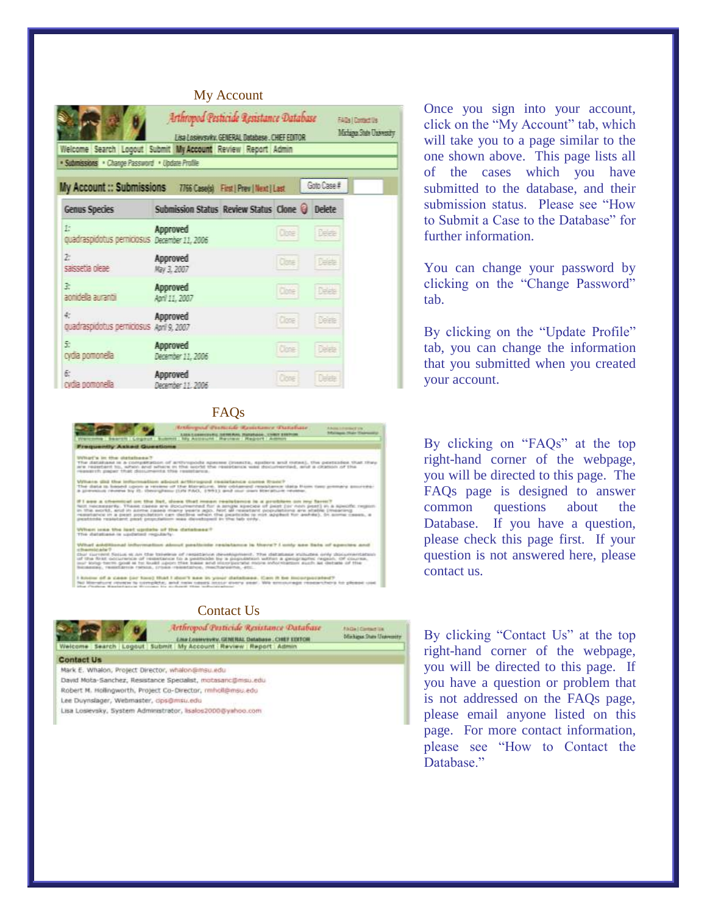My Account

Once you sign into your account, click on the "My Account" tab, which will take you to a page similar to the one shown above. This page lists all of the cases which you have submitted to the database, and their submission status. Please see "How to Submit a Case to the Database" for further information.

You can change your password by clicking on the "Change Password" tab.

By clicking on the "Update Profile" tab, you can change the information that you submitted when you created your account.

FAQs

By clicking on "FAQs" at the top right-hand corner of the webpage, you will be directed to this page. The FAQs page is designed to answer common questions about the Database. If you have a question, please check this page first. If your question is not answered here, please contact us.

Contact Us

By clicking "Contact Us" at the top right-hand corner of the webpage, you will be directed to this page. If you have a question or problem that is not addressed on the FAQs page, please email anyone listed on this page. For more contact information, please see "How to Contact the Database."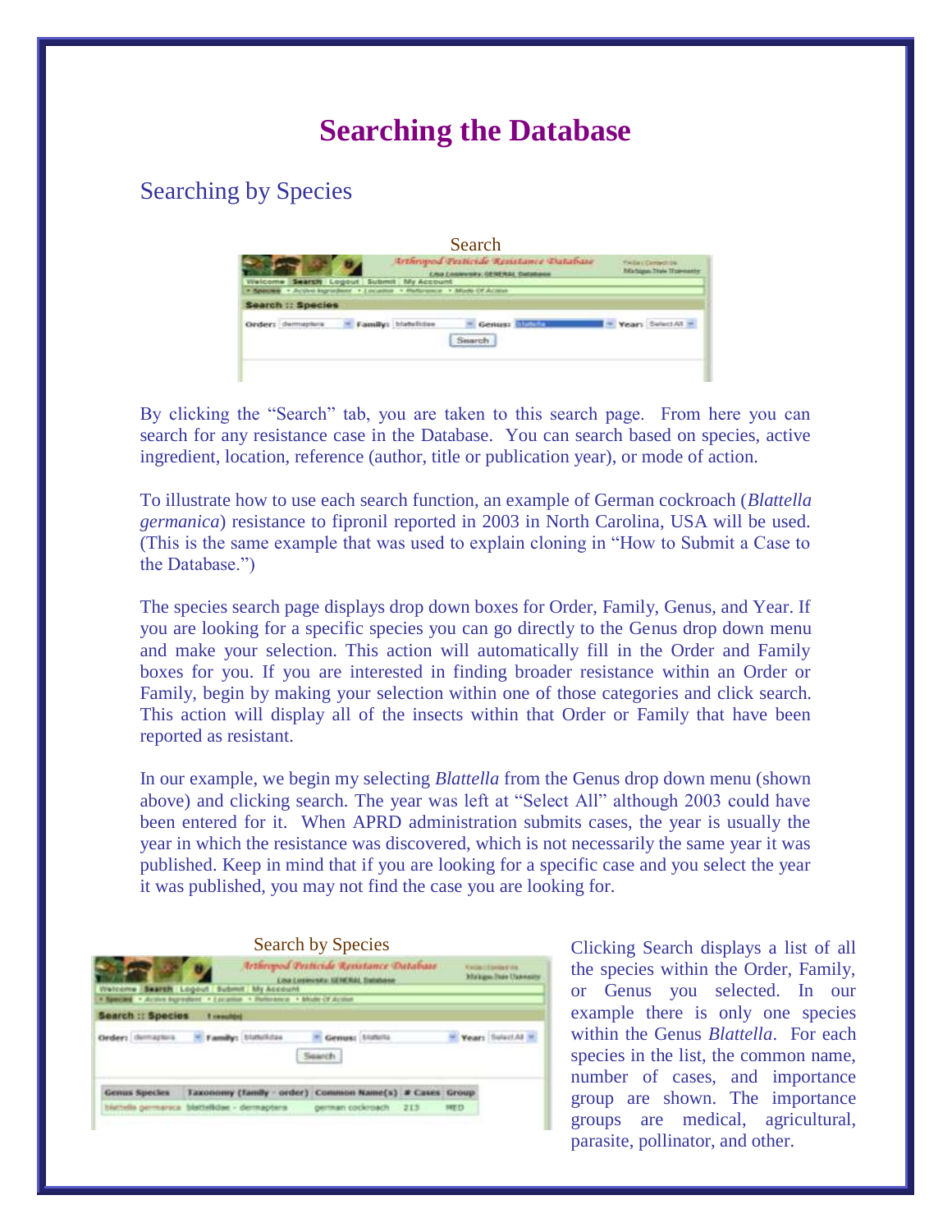# Searching the Database

## Searching by Species

Search

By clicking the "Search" tab, you are taken to this search page. From here you can search for any resistance case in the Database. You can search based on species, active ingredient, location, reference (author, title or publication year), or mode of action.

To illustrate how to use each search function, an example of German cockroach (*Blattella germanica*) resistance to fipronil reported in 2003 in North Carolina, USA will be used. (This is the same example that was used to explain cloning in "How to Submit a Case to the Database.")

The species search page displays drop down boxes for Order, Family, Genus, and Year. If you are looking for a specific species you can go directly to the Genus drop down menu and make your selection. This action will automatically fill in the Order and Family boxes for you. If you are interested in finding broader resistance within an Order or Family, begin by making your selection within one of those categories and click search. This action will display all of the insects within that Order or Family that have been reported as resistant.

In our example, we begin my selecting *Blattella* from the Genus drop down menu (shown above) and clicking search. The year was left at "Select All" although 2003 could have been entered for it. When APRD administration submits cases, the year is usually the year in which the resistance was discovered, which is not necessarily the same year it was published. Keep in mind that if you are looking for a specific case and you select the year it was published, you may not find the case you are looking for.

Search by Species

Clicking Search displays a list of all the species within the Order, Family, or Genus you selected. In our example there is only one species within the Genus *Blattella*. For each species in the list, the common name, number of cases, and importance group are shown. The importance groups are medical, agricultural, parasite, pollinator, and other.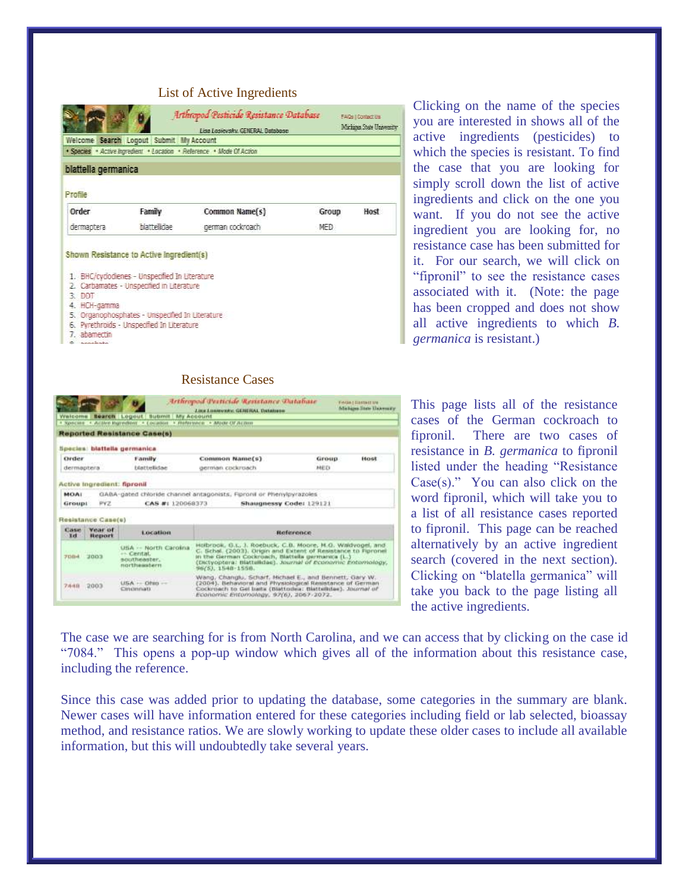List of Active Ingredients

Clicking on the name of the species you are interested in shows all of the active ingredients (pesticides) to which the species is resistant. To find the case that you are looking for simply scroll down the list of active ingredients and click on the one you want. If you do not see the active ingredient you are looking for, no resistance case has been submitted for it. For our search, we will click on "fipronil" to see the resistance cases associated with it. (Note: the page has been cropped and does not show all active ingredients to which *B. germanica* is resistant.)

Resistance Cases

This page lists all of the resistance cases of the German cockroach to fipronil. There are two cases of resistance in *B. germanica* to fipronil listed under the heading "Resistance Case(s)." You can also click on the word fipronil, which will take you to a list of all resistance cases reported to fipronil. This page can be reached alternatively by an active ingredient search (covered in the next section). Clicking on "blatella germanica" will take you back to the page listing all the active ingredients.

The case we are searching for is from North Carolina, and we can access that by clicking on the case id "7084." This opens a pop-up window which gives all of the information about this resistance case, including the reference.

Since this case was added prior to updating the database, some categories in the summary are blank. Newer cases will have information entered for these categories including field or lab selected, bioassay method, and resistance ratios. We are slowly working to update these older cases to include all available information, but this will undoubtedly take several years.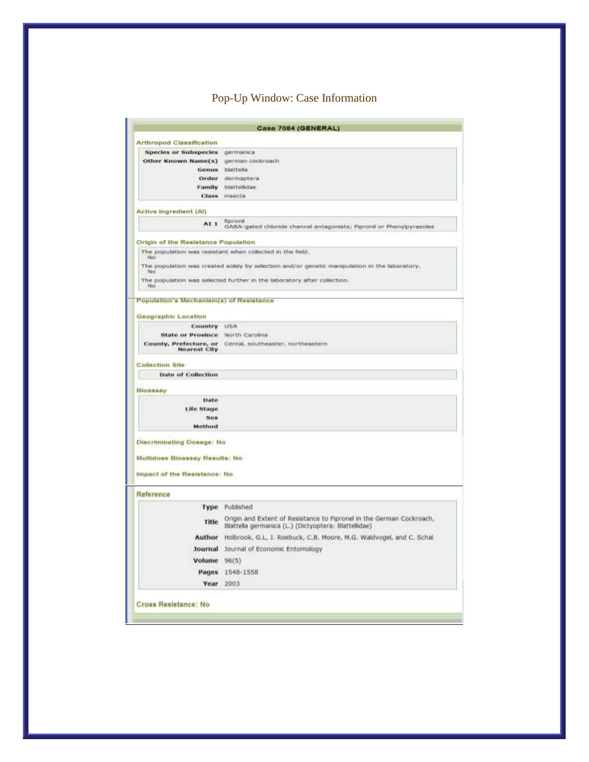Pop-Up Window: Case Information

**Case 7084 (GENERAL)**

**Arthropod Classification**

| | |
|---|---|
| **Species or Subspecies** | germanica |
| **Other Known Name(s)** | german cockroach |
| **Genus** | blattella |
| **Order** | dermaptera |
| **Family** | blattellidae |
| **Class** | insecta |

**Active Ingredient (AI)**

| | |
|---|---|
| **AI 1** | fipronil<br>GABA-gated chloride channel antagonists; Fipronil or Phenylpyrazoles |

**Origin of the Resistance Population**

The population was resistant when collected in the field.
No

The population was created solely by selection and/or genetic manipulation in the laboratory.
No

The population was selected further in the laboratory after collection.
No

**Population's Mechanism(s) of Resistance**

**Geographic Location**

| | |
|---|---|
| **Country** | USA |
| **State or Province** | North Carolina |
| **County, Prefecture, or Nearest City** | Cental, southeaster, northeastern |

**Collection Site**

| | |
|---|---|
| **Date of Collection** | |

**Bioassay**

| | |
|---|---|
| **Date** | |
| **Life Stage** | |
| **Sex** | |
| **Method** | |

**Discriminating Dosage: No**

**Multidose Bioassay Results: No**

**Impact of the Resistance: No**

**Reference**

| | |
|---|---|
| **Type** | Published |
| **Title** | Origin and Extent of Resistance to Fipronel in the German Cockroach, Blattella germanica (L.) (Dictyoptera: Blattellidae) |
| **Author** | Holbrook, G.L, J. Roebuck, C.B. Moore, M.G. Waldvogel, and C. Schal |
| **Journal** | Journal of Economic Entomology |
| **Volume** | 96(5) |
| **Pages** | 1548-1558 |
| **Year** | 2003 |

**Cross Resistance: No**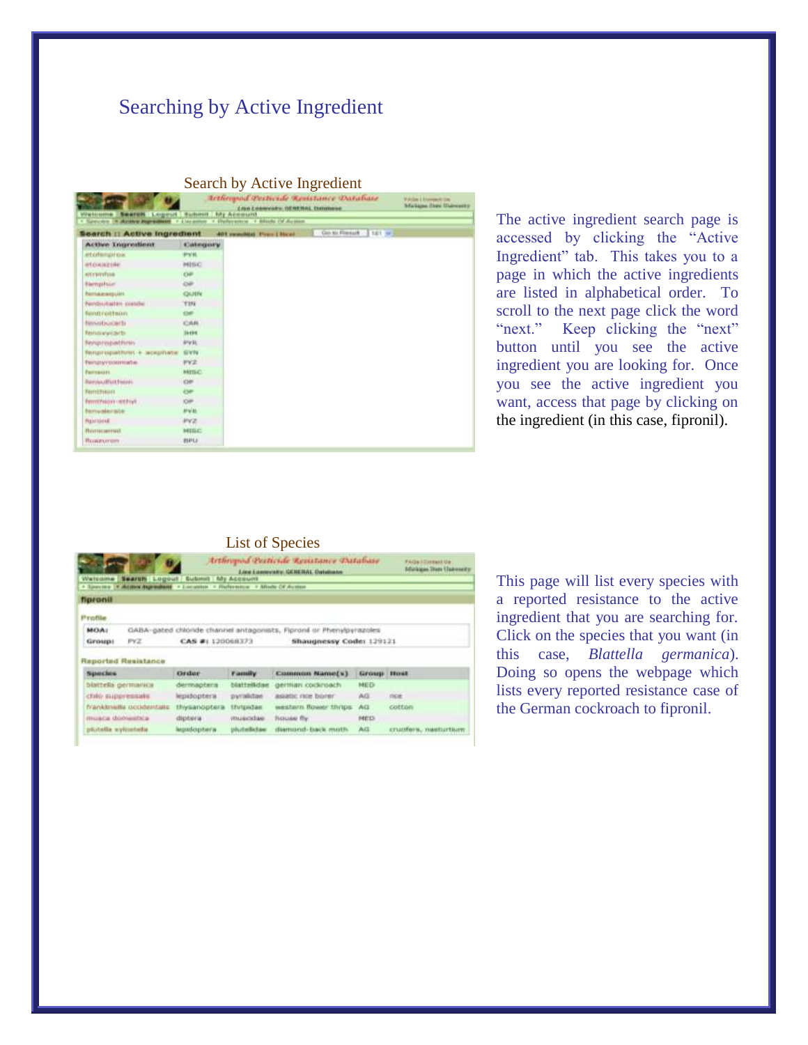# Searching by Active Ingredient

Search by Active Ingredient

The active ingredient search page is accessed by clicking the "Active Ingredient" tab. This takes you to a page in which the active ingredients are listed in alphabetical order. To scroll to the next page click the word "next." Keep clicking the "next" button until you see the active ingredient you are looking for. Once you see the active ingredient you want, access that page by clicking on the ingredient (in this case, fipronil).

List of Species

This page will list every species with a reported resistance to the active ingredient that you are searching for. Click on the species that you want (in this case, *Blattella germanica*). Doing so opens the webpage which lists every reported resistance case of the German cockroach to fipronil.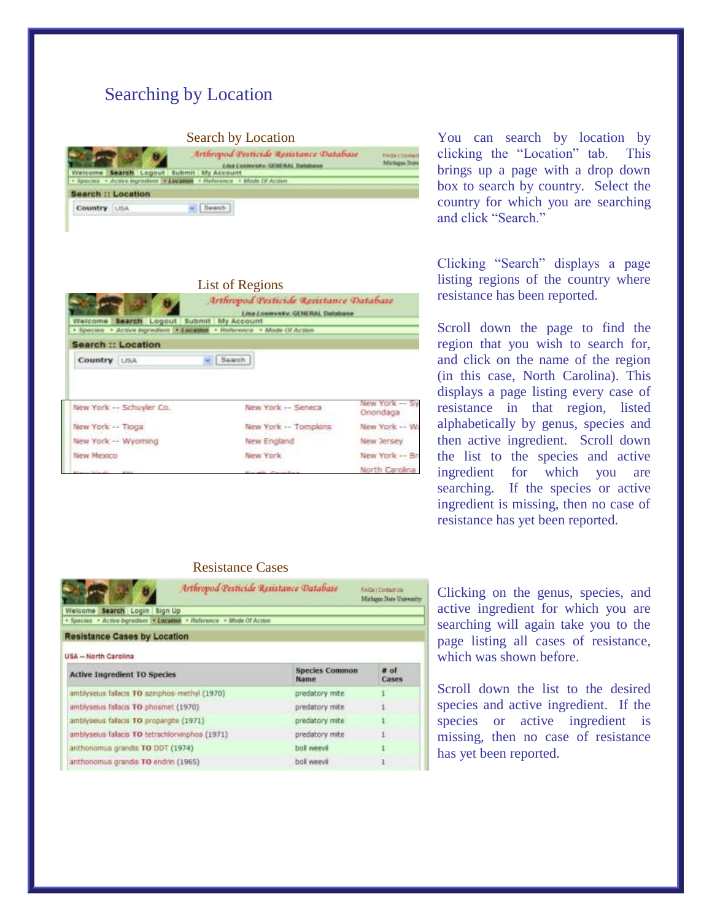# Searching by Location

Search by Location

You can search by location by clicking the "Location" tab. This brings up a page with a drop down box to search by country. Select the country for which you are searching and click "Search."

List of Regions

Clicking "Search" displays a page listing regions of the country where resistance has been reported.

Scroll down the page to find the region that you wish to search for, and click on the name of the region (in this case, North Carolina). This displays a page listing every case of resistance in that region, listed alphabetically by genus, species and then active ingredient. Scroll down the list to the species and active ingredient for which you are searching. If the species or active ingredient is missing, then no case of resistance has yet been reported.

Resistance Cases

Clicking on the genus, species, and active ingredient for which you are searching will again take you to the page listing all cases of resistance, which was shown before.

Scroll down the list to the desired species and active ingredient. If the species or active ingredient is missing, then no case of resistance has yet been reported.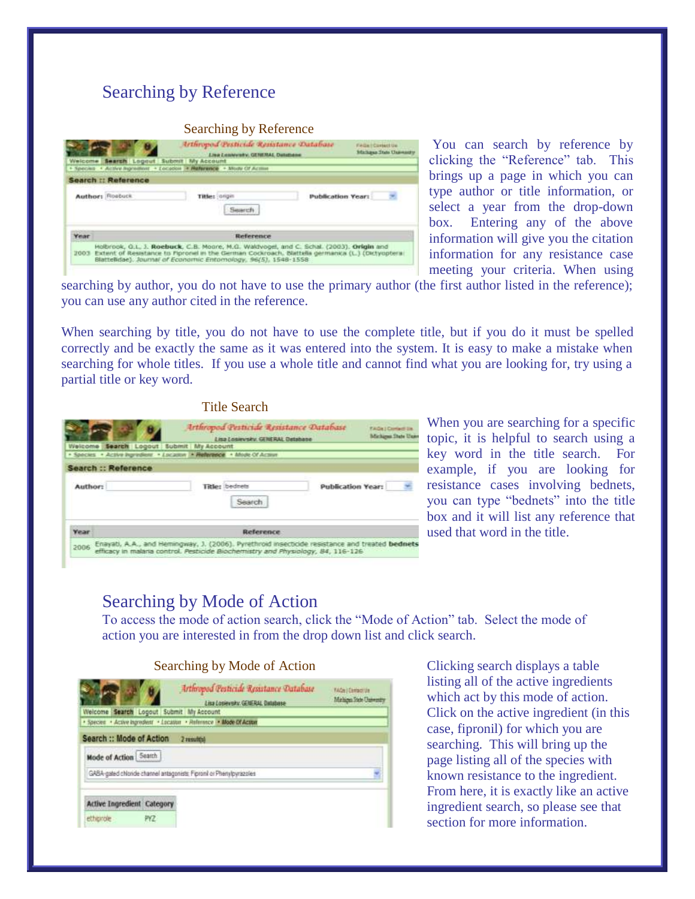## Searching by Reference

Searching by Reference

You can search by reference by clicking the "Reference" tab. This brings up a page in which you can type author or title information, or select a year from the drop-down box. Entering any of the above information will give you the citation information for any resistance case meeting your criteria. When using searching by author, you do not have to use the primary author (the first author listed in the reference); you can use any author cited in the reference.

When searching by title, you do not have to use the complete title, but if you do it must be spelled correctly and be exactly the same as it was entered into the system. It is easy to make a mistake when searching for whole titles. If you use a whole title and cannot find what you are looking for, try using a partial title or key word.

Title Search

When you are searching for a specific topic, it is helpful to search using a key word in the title search. For example, if you are looking for resistance cases involving bednets, you can type "bednets" into the title box and it will list any reference that used that word in the title.

## Searching by Mode of Action

To access the mode of action search, click the "Mode of Action" tab. Select the mode of action you are interested in from the drop down list and click search.

Searching by Mode of Action

Clicking search displays a table listing all of the active ingredients which act by this mode of action. Click on the active ingredient (in this case, fipronil) for which you are searching. This will bring up the page listing all of the species with known resistance to the ingredient. From here, it is exactly like an active ingredient search, so please see that section for more information.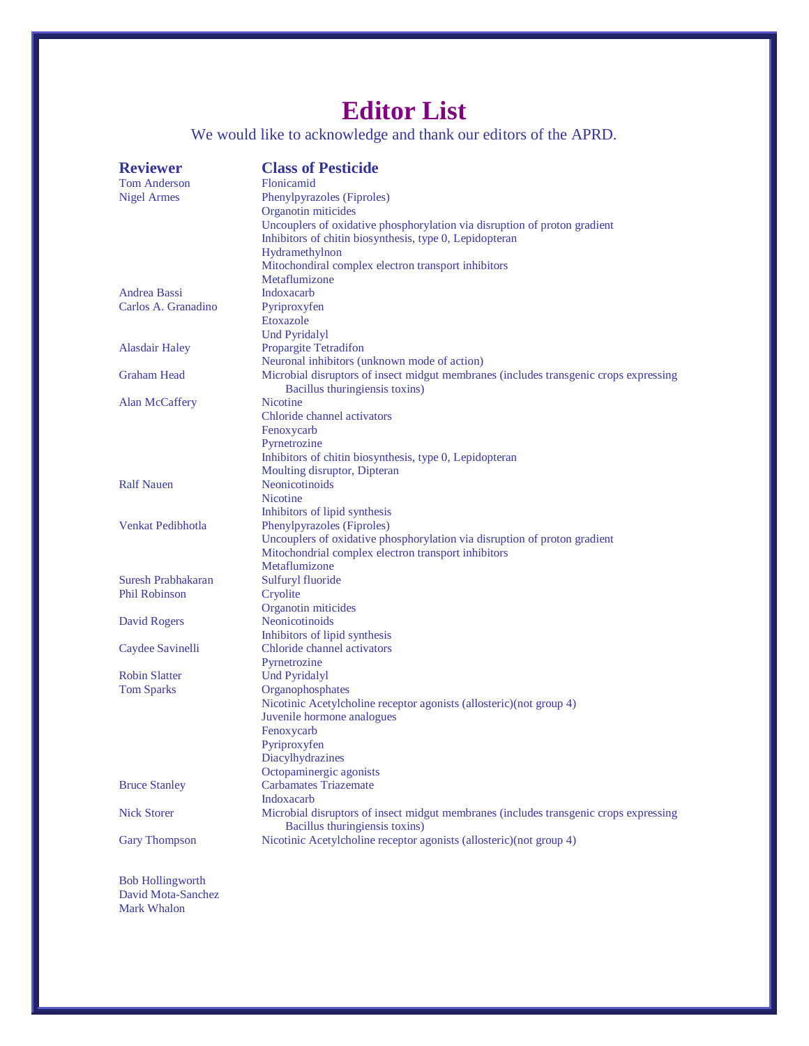# Editor List

We would like to acknowledge and thank our editors of the APRD.

| Reviewer | Class of Pesticide |
|---|---|
| Tom Anderson | Flonicamid |
| Nigel Armes | Phenylpyrazoles (Fiproles) |
| | Organotin miticides |
| | Uncouplers of oxidative phosphorylation via disruption of proton gradient |
| | Inhibitors of chitin biosynthesis, type 0, Lepidopteran |
| | Hydramethylnon |
| | Mitochondiral complex electron transport inhibitors |
| | Metaflumizone |
| Andrea Bassi | Indoxacarb |
| Carlos A. Granadino | Pyriproxyfen |
| | Etoxazole |
| | Und Pyridalyl |
| Alasdair Haley | Propargite Tetradifon |
| | Neuronal inhibitors (unknown mode of action) |
| Graham Head | Microbial disruptors of insect midgut membranes (includes transgenic crops expressing Bacillus thuringiensis toxins) |
| Alan McCaffery | Nicotine |
| | Chloride channel activators |
| | Fenoxycarb |
| | Pyrnetrozine |
| | Inhibitors of chitin biosynthesis, type 0, Lepidopteran |
| | Moulting disruptor, Dipteran |
| Ralf Nauen | Neonicotinoids |
| | Nicotine |
| | Inhibitors of lipid synthesis |
| Venkat Pedibhotla | Phenylpyrazoles (Fiproles) |
| | Uncouplers of oxidative phosphorylation via disruption of proton gradient |
| | Mitochondrial complex electron transport inhibitors |
| | Metaflumizone |
| Suresh Prabhakaran | Sulfuryl fluoride |
| Phil Robinson | Cryolite |
| | Organotin miticides |
| David Rogers | Neonicotinoids |
| | Inhibitors of lipid synthesis |
| Caydee Savinelli | Chloride channel activators |
| | Pyrnetrozine |
| Robin Slatter | Und Pyridalyl |
| Tom Sparks | Organophosphates |
| | Nicotinic Acetylcholine receptor agonists (allosteric)(not group 4) |
| | Juvenile hormone analogues |
| | Fenoxycarb |
| | Pyriproxyfen |
| | Diacylhydrazines |
| | Octopaminergic agonists |
| Bruce Stanley | Carbamates Triazemate |
| | Indoxacarb |
| Nick Storer | Microbial disruptors of insect midgut membranes (includes transgenic crops expressing Bacillus thuringiensis toxins) |
| Gary Thompson | Nicotinic Acetylcholine receptor agonists (allosteric)(not group 4) |

Bob Hollingworth  
David Mota-Sanchez  
Mark Whalon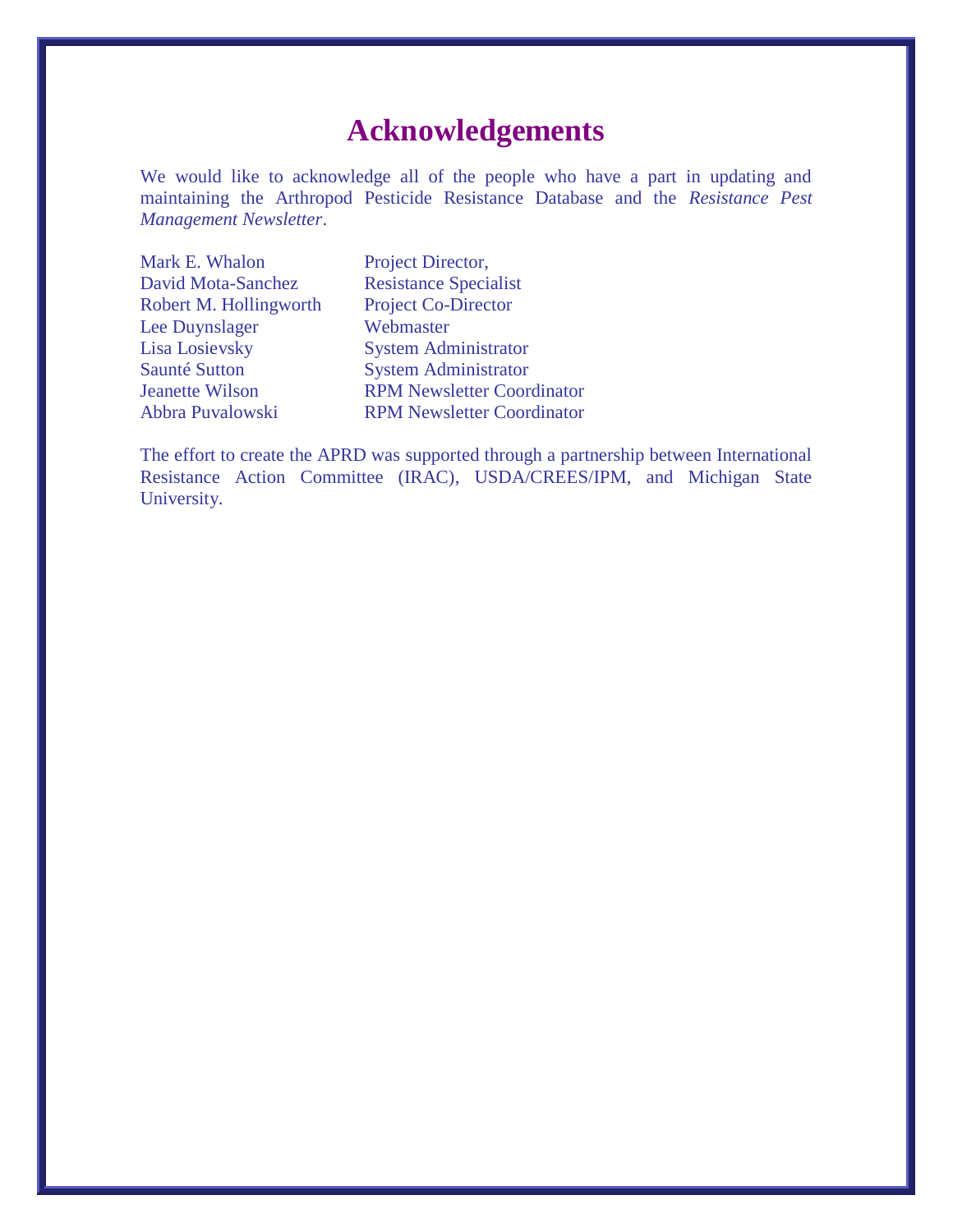# Acknowledgements

We would like to acknowledge all of the people who have a part in updating and maintaining the Arthropod Pesticide Resistance Database and the *Resistance Pest Management Newsletter*.

| | |
|---|---|
| Mark E. Whalon | Project Director, |
| David Mota-Sanchez | Resistance Specialist |
| Robert M. Hollingworth | Project Co-Director |
| Lee Duynslager | Webmaster |
| Lisa Losievsky | System Administrator |
| Saunté Sutton | System Administrator |
| Jeanette Wilson | RPM Newsletter Coordinator |
| Abbra Puvalowski | RPM Newsletter Coordinator |

The effort to create the APRD was supported through a partnership between International Resistance Action Committee (IRAC), USDA/CREES/IPM, and Michigan State University.